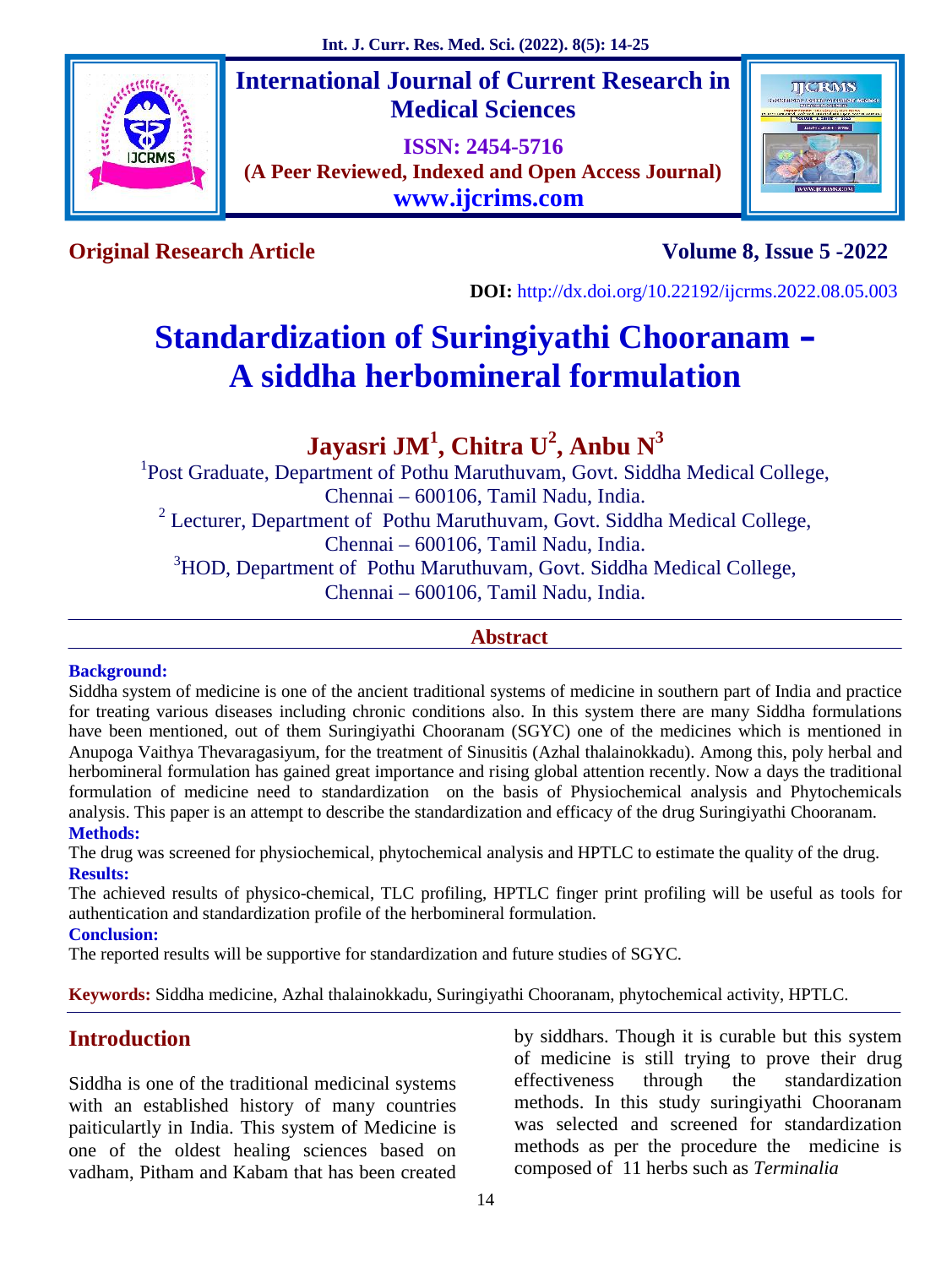# International Journal of Current Research in Medical Sciences

**ISSN: 2454-5716**

**(A Peer Reviewed, Indexed and Open Access Journal)**

**www.ijcrims.com**

**Original Research Article** **Volume 8, Issue 5 -2022**

**DOI:** http://dx.doi.org/10.22192/ijcrms.2022.08.05.003

# Standardization of Suringiyathi Chooranam – A siddha herbomineral formulation

## Jayasri JM[1], Chitra U[2], Anbu N[3]

[1]Post Graduate, Department of Pothu Maruthuvam, Govt. Siddha Medical College, Chennai – 600106, Tamil Nadu, India.

[2] Lecturer, Department of Pothu Maruthuvam, Govt. Siddha Medical College, Chennai – 600106, Tamil Nadu, India.

[3]HOD, Department of Pothu Maruthuvam, Govt. Siddha Medical College, Chennai – 600106, Tamil Nadu, India.

## Abstract

**Background:**

Siddha system of medicine is one of the ancient traditional systems of medicine in southern part of India and practice for treating various diseases including chronic conditions also. In this system there are many Siddha formulations have been mentioned, out of them Suringiyathi Chooranam (SGYC) one of the medicines which is mentioned in Anupoga Vaithya Thevaragasiyum, for the treatment of Sinusitis (Azhal thalainokkadu). Among this, poly herbal and herbomineral formulation has gained great importance and rising global attention recently. Now a days the traditional formulation of medicine need to standardization on the basis of Physiochemical analysis and Phytochemicals analysis. This paper is an attempt to describe the standardization and efficacy of the drug Suringiyathi Chooranam.

**Methods:**

The drug was screened for physiochemical, phytochemical analysis and HPTLC to estimate the quality of the drug.

**Results:**

The achieved results of physico-chemical, TLC profiling, HPTLC finger print profiling will be useful as tools for authentication and standardization profile of the herbomineral formulation.

**Conclusion:**

The reported results will be supportive for standardization and future studies of SGYC.

**Keywords:** Siddha medicine, Azhal thalainokkadu, Suringiyathi Chooranam, phytochemical activity, HPTLC.

## Introduction

Siddha is one of the traditional medicinal systems with an established history of many countries paiticulartly in India. This system of Medicine is one of the oldest healing sciences based on vadham, Pitham and Kabam that has been created by siddhars. Though it is curable but this system of medicine is still trying to prove their drug effectiveness through the standardization methods. In this study suringiyathi Chooranam was selected and screened for standardization methods as per the procedure the medicine is composed of 11 herbs such as *Terminalia*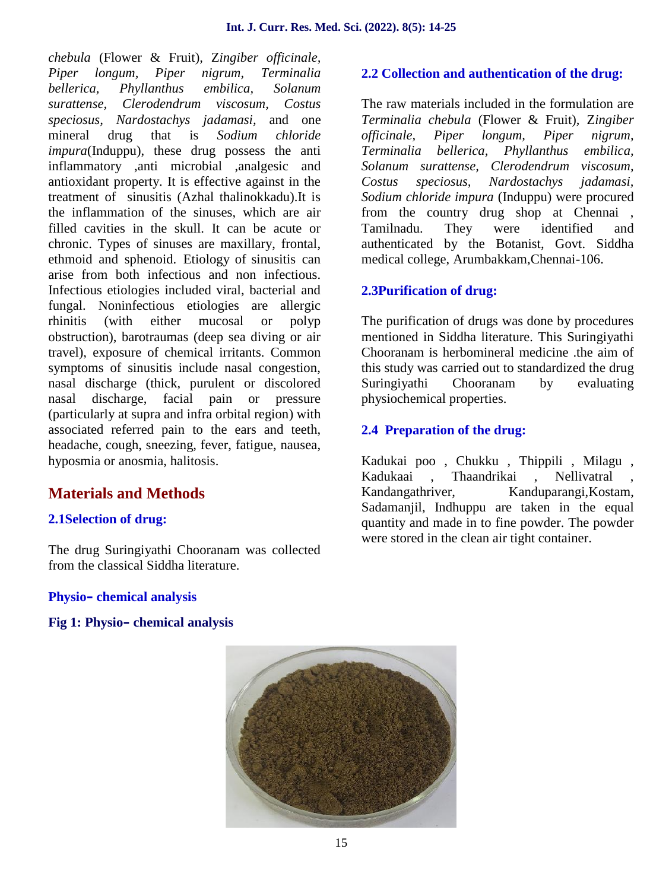*chebula* (Flower & Fruit), Z*ingiber officinale, Piper longum, Piper nigrum, Terminalia bellerica, Phyllanthus embilica, Solanum surattense, Clerodendrum viscosum, Costus speciosus, Nardostachys jadamasi,* and one mineral drug that is *Sodium chloride impura*(Induppu), these drug possess the anti inflammatory ,anti microbial ,analgesic and antioxidant property. It is effective against in the treatment of sinusitis (Azhal thalinokkadu).It is the inflammation of the sinuses, which are air filled cavities in the skull. It can be acute or chronic. Types of sinuses are maxillary, frontal, ethmoid and sphenoid. Etiology of sinusitis can arise from both infectious and non infectious. Infectious etiologies included viral, bacterial and fungal. Noninfectious etiologies are allergic rhinitis (with either mucosal or polyp obstruction), barotraumas (deep sea diving or air travel), exposure of chemical irritants. Common symptoms of sinusitis include nasal congestion, nasal discharge (thick, purulent or discolored nasal discharge, facial pain or pressure (particularly at supra and infra orbital region) with associated referred pain to the ears and teeth, headache, cough, sneezing, fever, fatigue, nausea, hyposmia or anosmia, halitosis.

## Materials and Methods

### 2.1Selection of drug:

The drug Suringiyathi Chooranam was collected from the classical Siddha literature.

### 2.2 Collection and authentication of the drug:

The raw materials included in the formulation are *Terminalia chebula* (Flower & Fruit), Z*ingiber officinale, Piper longum, Piper nigrum, Terminalia bellerica, Phyllanthus embilica, Solanum surattense, Clerodendrum viscosum, Costus speciosus, Nardostachys jadamasi, Sodium chloride impura* (Induppu) were procured from the country drug shop at Chennai , Tamilnadu. They were identified and authenticated by the Botanist, Govt. Siddha medical college, Arumbakkam,Chennai-106.

### 2.3Purification of drug:

The purification of drugs was done by procedures mentioned in Siddha literature. This Suringiyathi Chooranam is herbomineral medicine .the aim of this study was carried out to standardized the drug Suringiyathi Chooranam by evaluating physiochemical properties.

### 2.4 Preparation of the drug:

Kadukai poo , Chukku , Thippili , Milagu , Kadukaai , Thaandrikai , Nellivatral , Kandangathriver, Kanduparangi,Kostam, Sadamanjil, Indhuppu are taken in the equal quantity and made in to fine powder. The powder were stored in the clean air tight container.

### Physio- chemical analysis

**Fig 1: Physio- chemical analysis**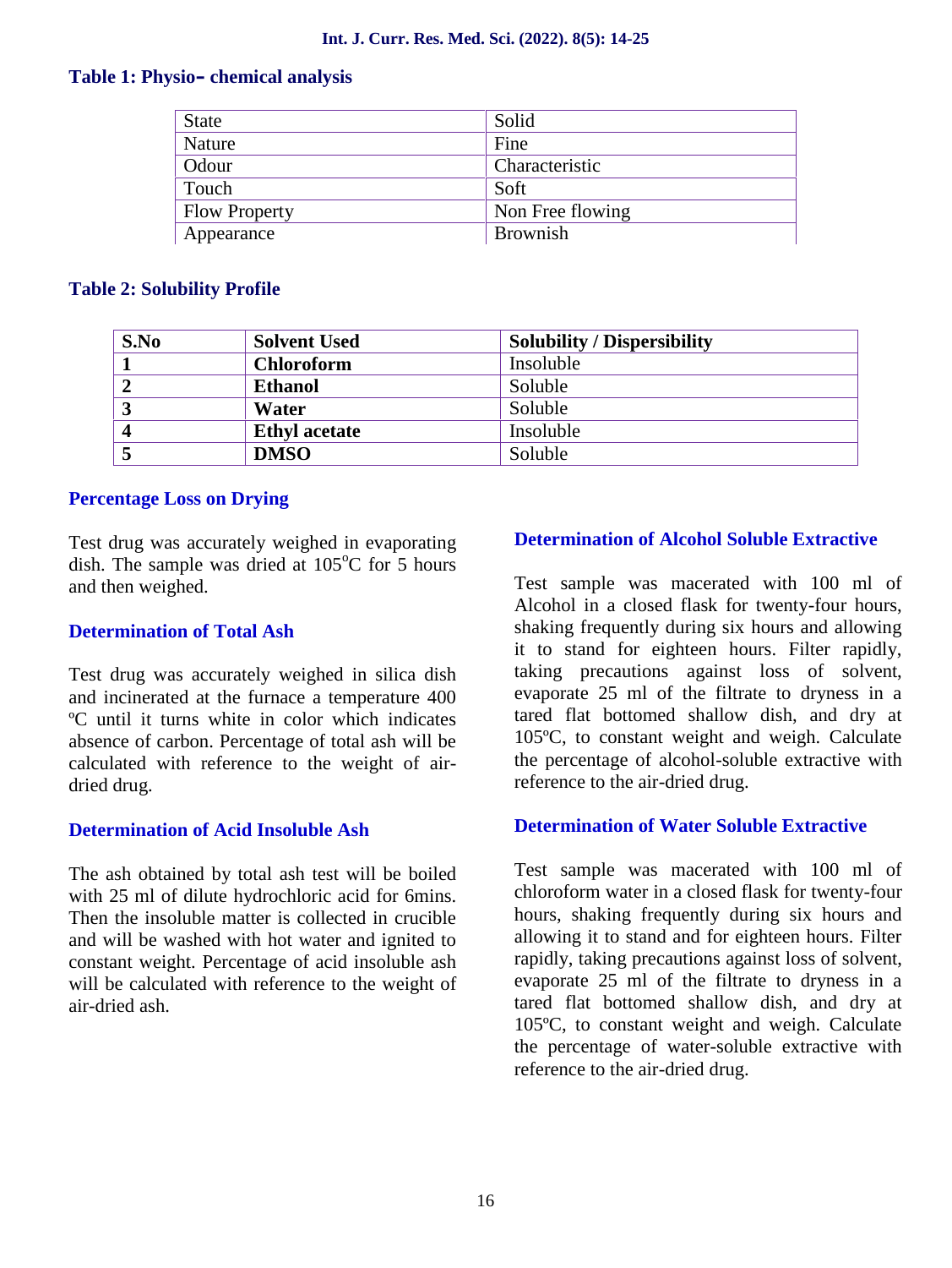### Table 1: Physio- chemical analysis

| | |
|---|---|
| State | Solid |
| Nature | Fine |
| Odour | Characteristic |
| Touch | Soft |
| Flow Property | Non Free flowing |
| Appearance | Brownish |

### Table 2: Solubility Profile

| S.No | Solvent Used | Solubility / Dispersibility |
|---|---|---|
| **1** | **Chloroform** | Insoluble |
| **2** | **Ethanol** | Soluble |
| **3** | **Water** | Soluble |
| **4** | **Ethyl acetate** | Insoluble |
| **5** | **DMSO** | Soluble |

### Percentage Loss on Drying

Test drug was accurately weighed in evaporating dish. The sample was dried at 105°C for 5 hours and then weighed.

### Determination of Total Ash

Test drug was accurately weighed in silica dish and incinerated at the furnace a temperature 400 ºC until it turns white in color which indicates absence of carbon. Percentage of total ash will be calculated with reference to the weight of air-dried drug.

### Determination of Acid Insoluble Ash

The ash obtained by total ash test will be boiled with 25 ml of dilute hydrochloric acid for 6mins. Then the insoluble matter is collected in crucible and will be washed with hot water and ignited to constant weight. Percentage of acid insoluble ash will be calculated with reference to the weight of air-dried ash.

### Determination of Alcohol Soluble Extractive

Test sample was macerated with 100 ml of Alcohol in a closed flask for twenty-four hours, shaking frequently during six hours and allowing it to stand for eighteen hours. Filter rapidly, taking precautions against loss of solvent, evaporate 25 ml of the filtrate to dryness in a tared flat bottomed shallow dish, and dry at 105ºC, to constant weight and weigh. Calculate the percentage of alcohol-soluble extractive with reference to the air-dried drug.

### Determination of Water Soluble Extractive

Test sample was macerated with 100 ml of chloroform water in a closed flask for twenty-four hours, shaking frequently during six hours and allowing it to stand and for eighteen hours. Filter rapidly, taking precautions against loss of solvent, evaporate 25 ml of the filtrate to dryness in a tared flat bottomed shallow dish, and dry at 105ºC, to constant weight and weigh. Calculate the percentage of water-soluble extractive with reference to the air-dried drug.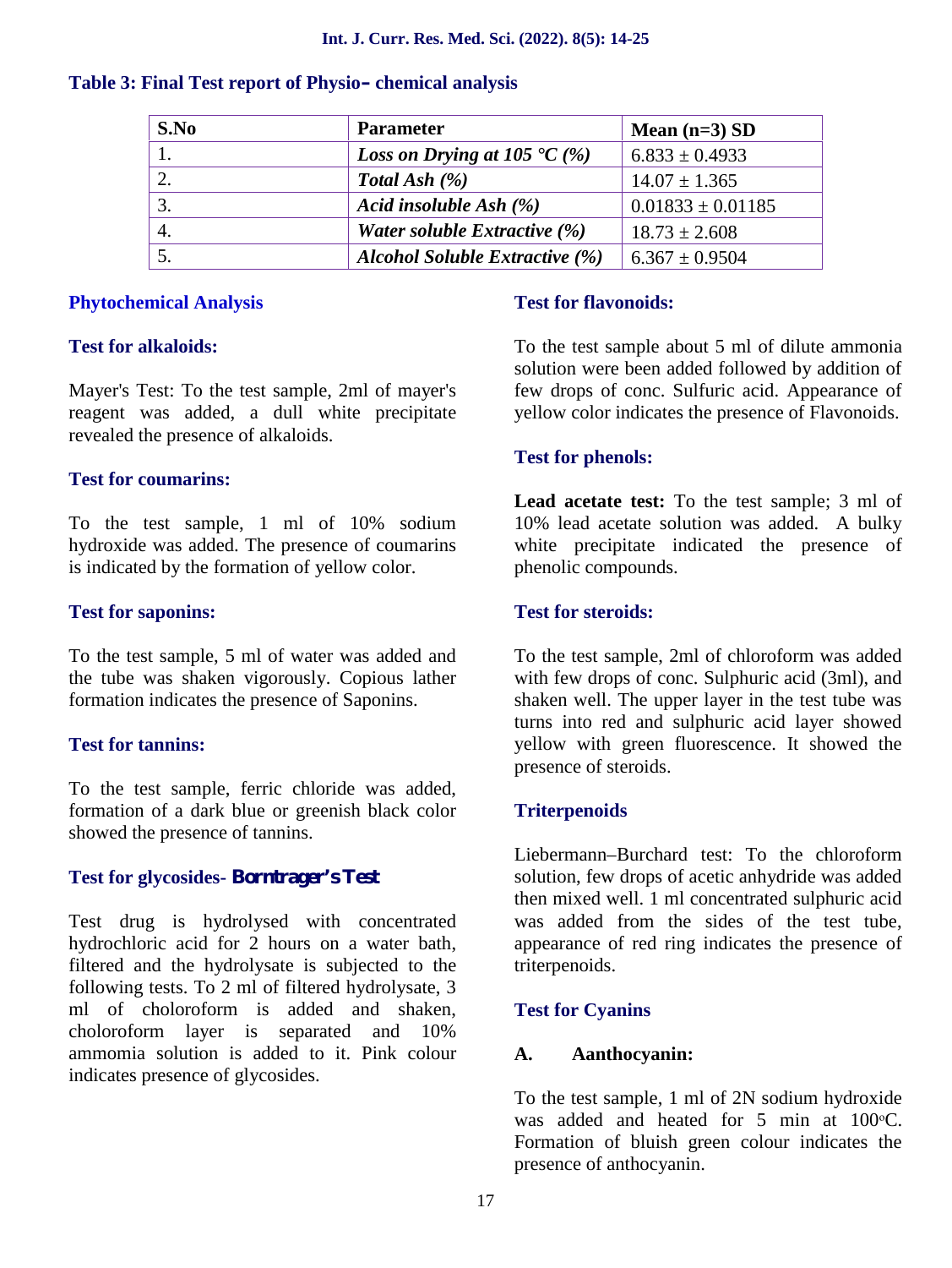**Table 3: Final Test report of Physio– chemical analysis**

| S.No | Parameter | Mean (n=3) SD |
|---|---|---|
| 1. | ***Loss on Drying at 105 °C (%)*** | 6.833 ± 0.4933 |
| 2. | ***Total Ash (%)*** | 14.07 ± 1.365 |
| 3. | ***Acid insoluble Ash (%)*** | 0.01833 ± 0.01185 |
| 4. | ***Water soluble Extractive (%)*** | 18.73 ± 2.608 |
| 5. | ***Alcohol Soluble Extractive (%)*** | 6.367 ± 0.9504 |

## Phytochemical Analysis

### Test for alkaloids:

Mayer's Test: To the test sample, 2ml of mayer's reagent was added, a dull white precipitate revealed the presence of alkaloids.

### Test for coumarins:

To the test sample, 1 ml of 10% sodium hydroxide was added. The presence of coumarins is indicated by the formation of yellow color.

### Test for saponins:

To the test sample, 5 ml of water was added and the tube was shaken vigorously. Copious lather formation indicates the presence of Saponins.

### Test for tannins:

To the test sample, ferric chloride was added, formation of a dark blue or greenish black color showed the presence of tannins.

### Test for glycosides- Borntrager's Test

Test drug is hydrolysed with concentrated hydrochloric acid for 2 hours on a water bath, filtered and the hydrolysate is subjected to the following tests. To 2 ml of filtered hydrolysate, 3 ml of choloroform is added and shaken, choloroform layer is separated and 10% ammomia solution is added to it. Pink colour indicates presence of glycosides.

### Test for flavonoids:

To the test sample about 5 ml of dilute ammonia solution were been added followed by addition of few drops of conc. Sulfuric acid. Appearance of yellow color indicates the presence of Flavonoids.

### Test for phenols:

**Lead acetate test:** To the test sample; 3 ml of 10% lead acetate solution was added. A bulky white precipitate indicated the presence of phenolic compounds.

### Test for steroids:

To the test sample, 2ml of chloroform was added with few drops of conc. Sulphuric acid (3ml), and shaken well. The upper layer in the test tube was turns into red and sulphuric acid layer showed yellow with green fluorescence. It showed the presence of steroids.

### Triterpenoids

Liebermann–Burchard test: To the chloroform solution, few drops of acetic anhydride was added then mixed well. 1 ml concentrated sulphuric acid was added from the sides of the test tube, appearance of red ring indicates the presence of triterpenoids.

### Test for Cyanins

**A. Aanthocyanin:**

To the test sample, 1 ml of 2N sodium hydroxide was added and heated for 5 min at 100°C. Formation of bluish green colour indicates the presence of anthocyanin.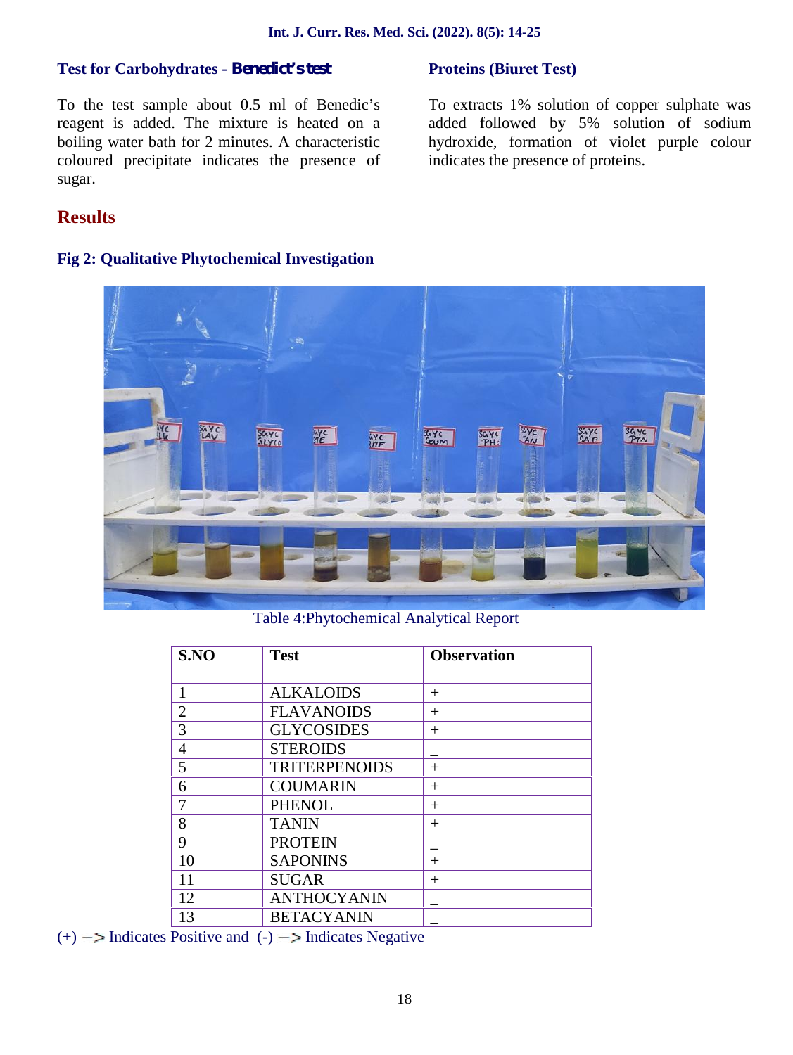### Test for Carbohydrates - **Benedict's test**

To the test sample about 0.5 ml of Benedic's reagent is added. The mixture is heated on a boiling water bath for 2 minutes. A characteristic coloured precipitate indicates the presence of sugar.

### Proteins (Biuret Test)

To extracts 1% solution of copper sulphate was added followed by 5% solution of sodium hydroxide, formation of violet purple colour indicates the presence of proteins.

## Results

### Fig 2: Qualitative Phytochemical Investigation

Table 4:Phytochemical Analytical Report

| S.NO | Test | Observation |
|---|---|---|
| 1 | ALKALOIDS | + |
| 2 | FLAVANOIDS | + |
| 3 | GLYCOSIDES | + |
| 4 | STEROIDS | _ |
| 5 | TRITERPENOIDS | + |
| 6 | COUMARIN | + |
| 7 | PHENOL | + |
| 8 | TANIN | + |
| 9 | PROTEIN | _ |
| 10 | SAPONINS | + |
| 11 | SUGAR | + |
| 12 | ANTHOCYANIN | _ |
| 13 | BETACYANIN | _ |

(+) —> Indicates Positive and (-) —> Indicates Negative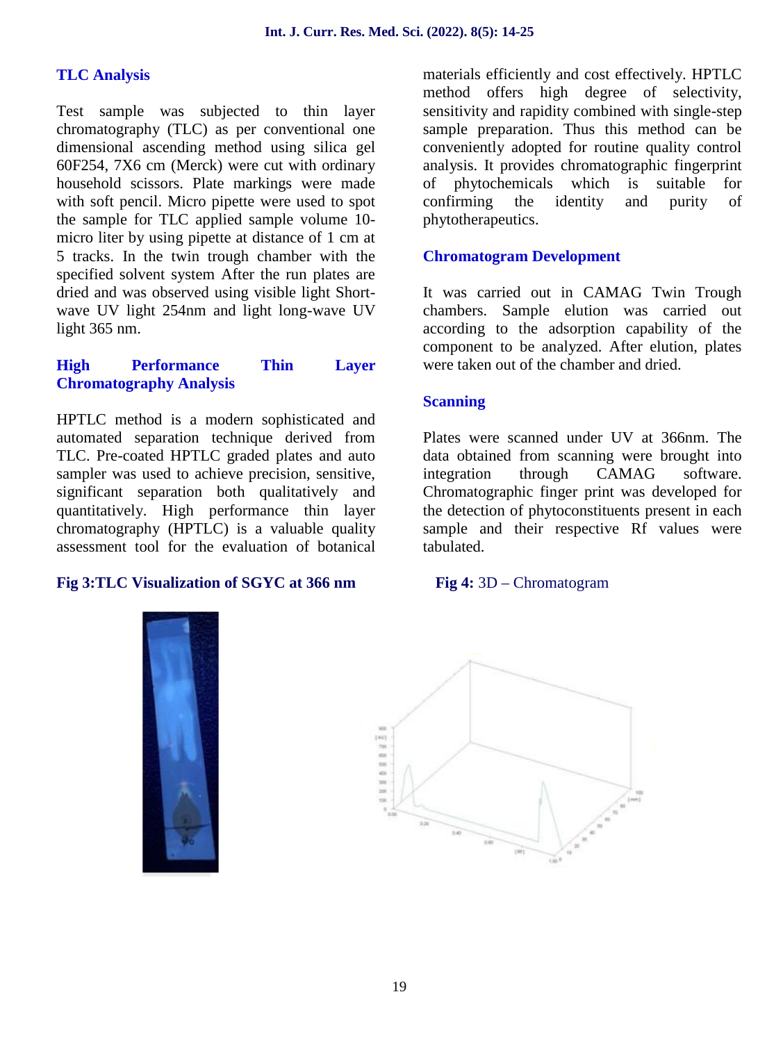## TLC Analysis

Test sample was subjected to thin layer chromatography (TLC) as per conventional one dimensional ascending method using silica gel 60F254, 7X6 cm (Merck) were cut with ordinary household scissors. Plate markings were made with soft pencil. Micro pipette were used to spot the sample for TLC applied sample volume 10-micro liter by using pipette at distance of 1 cm at 5 tracks. In the twin trough chamber with the specified solvent system After the run plates are dried and was observed using visible light Short-wave UV light 254nm and light long-wave UV light 365 nm.

## High Performance Thin Layer Chromatography Analysis

HPTLC method is a modern sophisticated and automated separation technique derived from TLC. Pre-coated HPTLC graded plates and auto sampler was used to achieve precision, sensitive, significant separation both qualitatively and quantitatively. High performance thin layer chromatography (HPTLC) is a valuable quality assessment tool for the evaluation of botanical materials efficiently and cost effectively. HPTLC method offers high degree of selectivity, sensitivity and rapidity combined with single-step sample preparation. Thus this method can be conveniently adopted for routine quality control analysis. It provides chromatographic fingerprint of phytochemicals which is suitable for confirming the identity and purity of phytotherapeutics.

## Chromatogram Development

It was carried out in CAMAG Twin Trough chambers. Sample elution was carried out according to the adsorption capability of the component to be analyzed. After elution, plates were taken out of the chamber and dried.

## Scanning

Plates were scanned under UV at 366nm. The data obtained from scanning were brought into integration through CAMAG software. Chromatographic finger print was developed for the detection of phytoconstituents present in each sample and their respective Rf values were tabulated.

**Fig 3:TLC Visualization of SGYC at 366 nm**

**Fig 4:** 3D – Chromatogram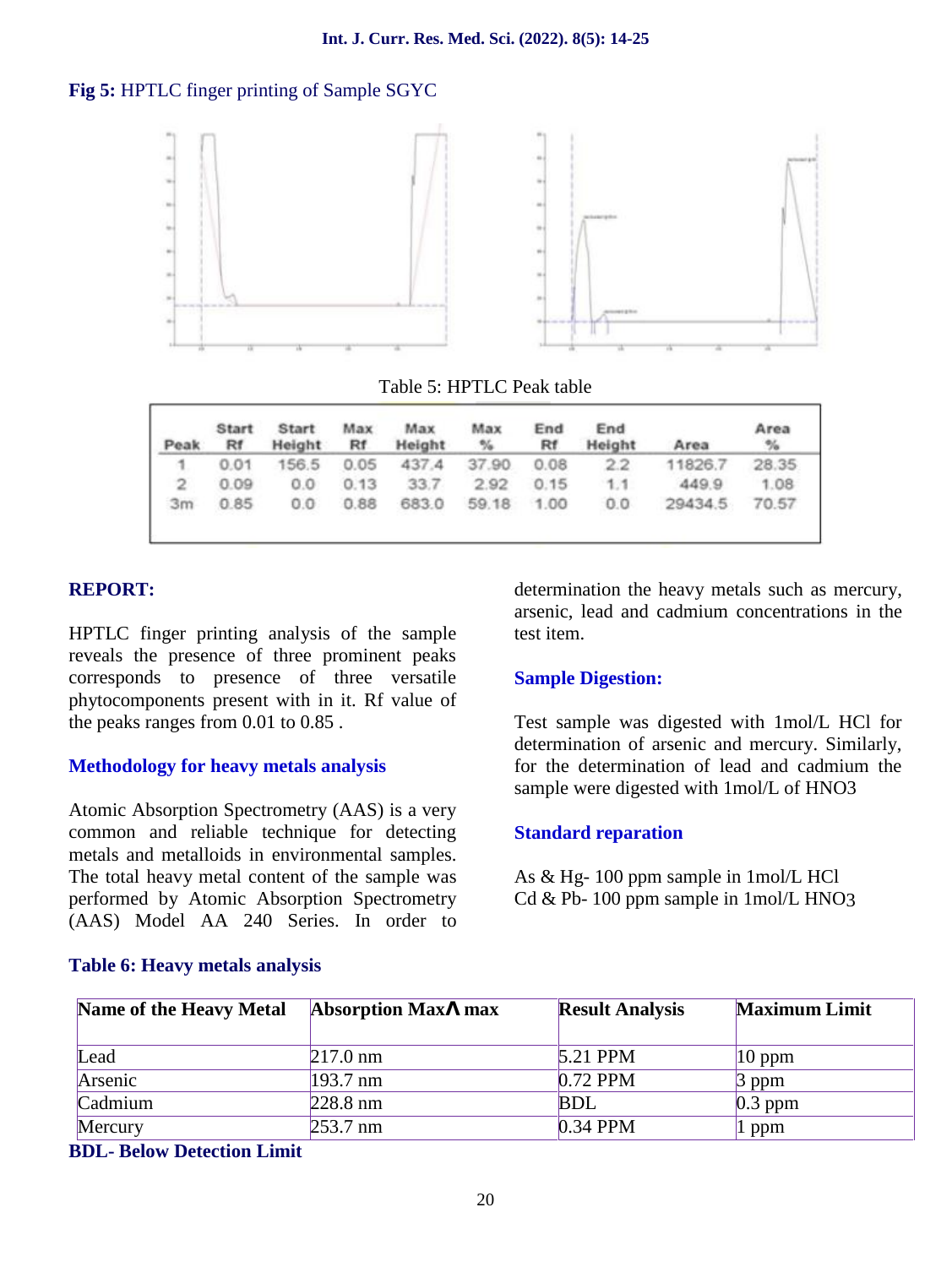**Fig 5:** HPTLC finger printing of Sample SGYC

Table 5: HPTLC Peak table

| Peak | Start Rf | Start Height | Max Rf | Max Height | Max % | End Rf | End Height | Area | Area % |
|---|---|---|---|---|---|---|---|---|---|
| 1 | 0.01 | 156.5 | 0.05 | 437.4 | 37.90 | 0.08 | 2.2 | 11826.7 | 28.35 |
| 2 | 0.09 | 0.0 | 0.13 | 33.7 | 2.92 | 0.15 | 1.1 | 449.9 | 1.08 |
| 3m | 0.85 | 0.0 | 0.88 | 683.0 | 59.18 | 1.00 | 0.0 | 29434.5 | 70.57 |

## REPORT:

HPTLC finger printing analysis of the sample reveals the presence of three prominent peaks corresponds to presence of three versatile phytocomponents present with in it. Rf value of the peaks ranges from 0.01 to 0.85 .

## Methodology for heavy metals analysis

Atomic Absorption Spectrometry (AAS) is a very common and reliable technique for detecting metals and metalloids in environmental samples. The total heavy metal content of the sample was performed by Atomic Absorption Spectrometry (AAS) Model AA 240 Series. In order to determination the heavy metals such as mercury, arsenic, lead and cadmium concentrations in the test item.

## Sample Digestion:

Test sample was digested with 1mol/L HCl for determination of arsenic and mercury. Similarly, for the determination of lead and cadmium the sample were digested with 1mol/L of $HNO_3$

## Standard reparation

As & Hg- 100 ppm sample in 1mol/L HCl
Cd & Pb- 100 ppm sample in 1mol/L $HNO_3$

**Table 6: Heavy metals analysis**

| Name of the Heavy Metal | Absorption Max$\lambda$ max | Result Analysis | Maximum Limit |
|---|---|---|---|
| Lead | 217.0 nm | 5.21 PPM | 10 ppm |
| Arsenic | 193.7 nm | 0.72 PPM | 3 ppm |
| Cadmium | 228.8 nm | BDL | 0.3 ppm |
| Mercury | 253.7 nm | 0.34 PPM | 1 ppm |

**BDL- Below Detection Limit**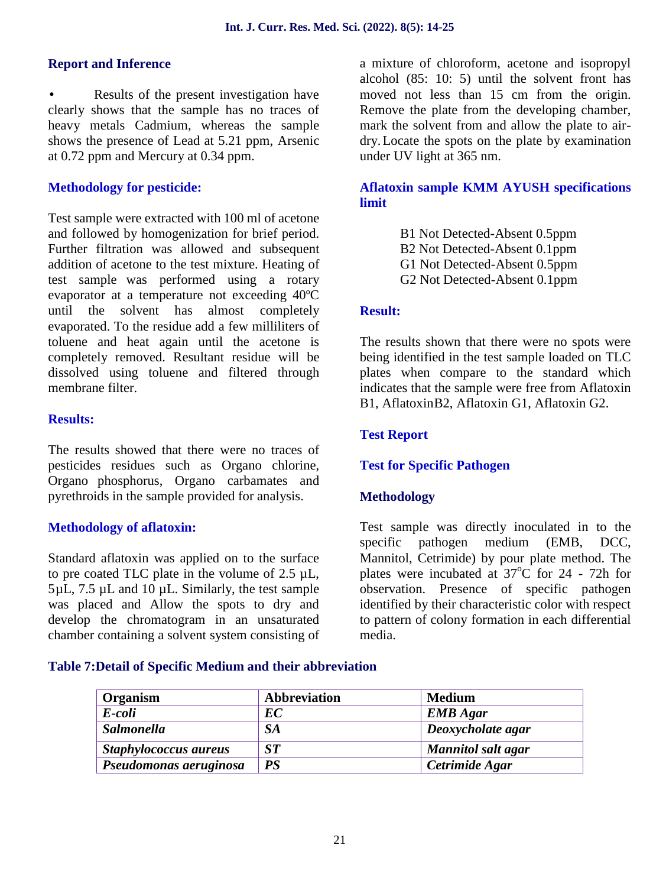### Report and Inference

- Results of the present investigation have clearly shows that the sample has no traces of heavy metals Cadmium, whereas the sample shows the presence of Lead at 5.21 ppm, Arsenic at 0.72 ppm and Mercury at 0.34 ppm.

### Methodology for pesticide:

Test sample were extracted with 100 ml of acetone and followed by homogenization for brief period. Further filtration was allowed and subsequent addition of acetone to the test mixture. Heating of test sample was performed using a rotary evaporator at a temperature not exceeding 40ºC until the solvent has almost completely evaporated. To the residue add a few milliliters of toluene and heat again until the acetone is completely removed. Resultant residue will be dissolved using toluene and filtered through membrane filter.

### Results:

The results showed that there were no traces of pesticides residues such as Organo chlorine, Organo phosphorus, Organo carbamates and pyrethroids in the sample provided for analysis.

### Methodology of aflatoxin:

Standard aflatoxin was applied on to the surface to pre coated TLC plate in the volume of 2.5 µL, 5µL, 7.5 µL and 10 µL. Similarly, the test sample was placed and Allow the spots to dry and develop the chromatogram in an unsaturated chamber containing a solvent system consisting of a mixture of chloroform, acetone and isopropyl alcohol (85: 10: 5) until the solvent front has moved not less than 15 cm from the origin. Remove the plate from the developing chamber, mark the solvent from and allow the plate to air-dry. Locate the spots on the plate by examination under UV light at 365 nm.

### Aflatoxin sample KMM AYUSH specifications limit

B1 Not Detected-Absent 0.5ppm
B2 Not Detected-Absent 0.1ppm
G1 Not Detected-Absent 0.5ppm
G2 Not Detected-Absent 0.1ppm

### Result:

The results shown that there were no spots were being identified in the test sample loaded on TLC plates when compare to the standard which indicates that the sample were free from Aflatoxin B1, AflatoxinB2, Aflatoxin G1, Aflatoxin G2.

### Test Report

### Test for Specific Pathogen

### Methodology

Test sample was directly inoculated in to the specific pathogen medium (EMB, DCC, Mannitol, Cetrimide) by pour plate method. The plates were incubated at 37$^{o}$C for 24 - 72h for observation. Presence of specific pathogen identified by their characteristic color with respect to pattern of colony formation in each differential media.

**Table 7:Detail of Specific Medium and their abbreviation**

| Organism | Abbreviation | Medium |
|---|---|---|
| ***E-coli*** | ***EC*** | ***EMB Agar*** |
| ***Salmonella*** | ***SA*** | ***Deoxycholate agar*** |
| ***Staphylococcus aureus*** | ***ST*** | ***Mannitol salt agar*** |
| ***Pseudomonas aeruginosa*** | ***PS*** | ***Cetrimide Agar*** |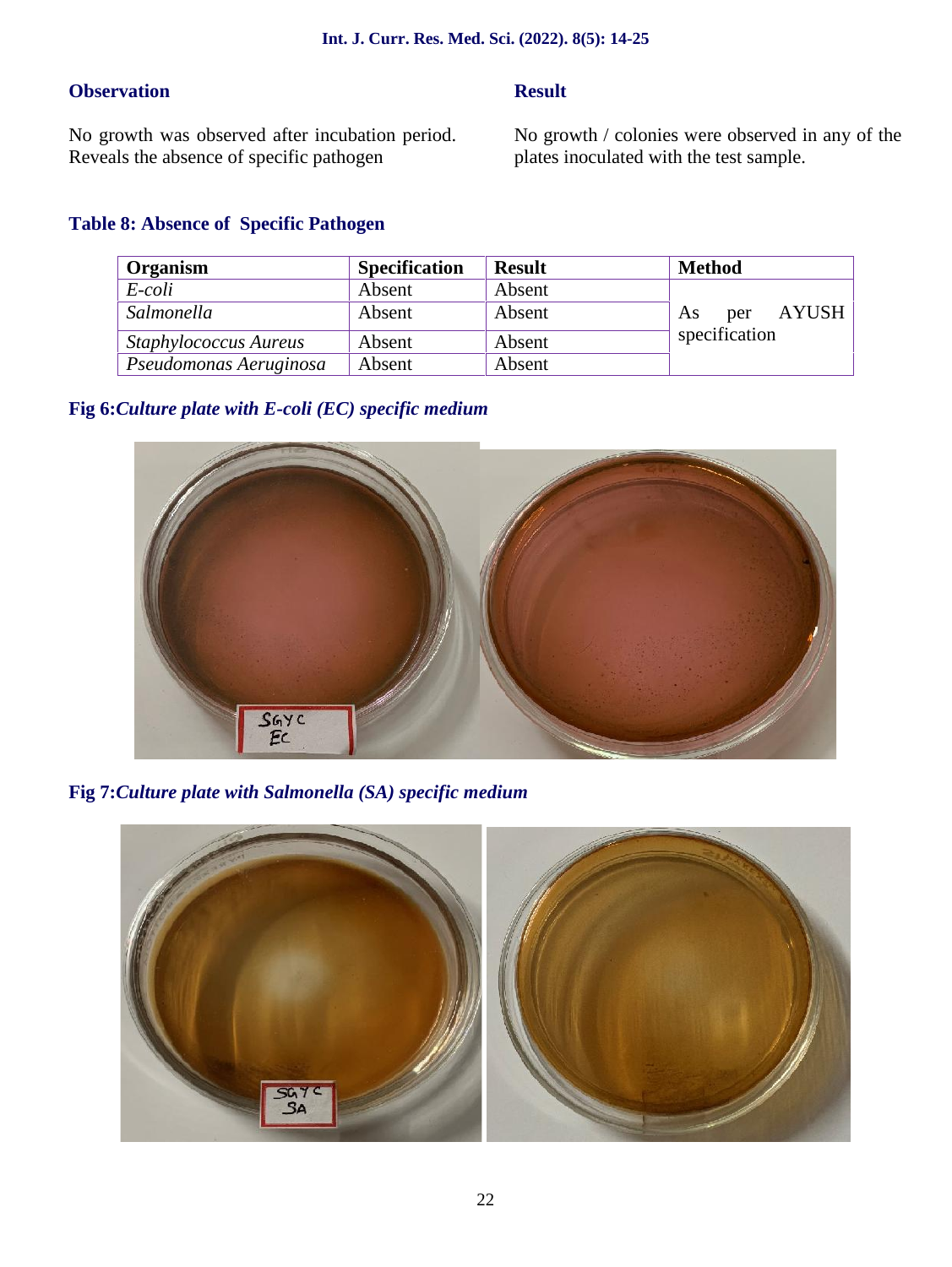### Observation

No growth was observed after incubation period. Reveals the absence of specific pathogen

### Result

No growth / colonies were observed in any of the plates inoculated with the test sample.

**Table 8: Absence of Specific Pathogen**

| Organism | Specification | Result | Method |
|---|---|---|---|
| *E-coli* | Absent | Absent | As per AYUSH specification |
| *Salmonella* | Absent | Absent | |
| *Staphylococcus Aureus* | Absent | Absent | |
| *Pseudomonas Aeruginosa* | Absent | Absent | |

**Fig 6:*Culture plate with E-coli (EC) specific medium***

**Fig 7:*Culture plate with Salmonella (SA) specific medium***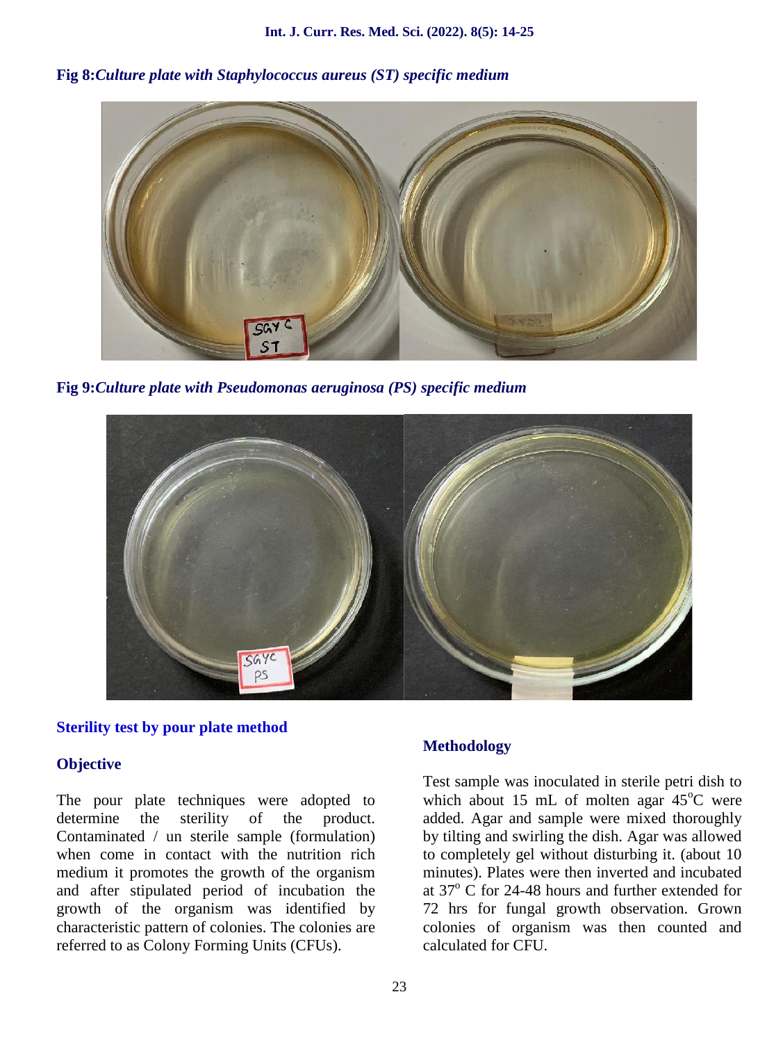**Fig 8:** *Culture plate with Staphylococcus aureus (ST) specific medium*

**Fig 9:** *Culture plate with Pseudomonas aeruginosa (PS) specific medium*

## Sterility test by pour plate method

### Objective

The pour plate techniques were adopted to determine the sterility of the product. Contaminated / un sterile sample (formulation) when come in contact with the nutrition rich medium it promotes the growth of the organism and after stipulated period of incubation the growth of the organism was identified by characteristic pattern of colonies. The colonies are referred to as Colony Forming Units (CFUs).

### Methodology

Test sample was inoculated in sterile petri dish to which about 15 mL of molten agar 45$^{o}$C were added. Agar and sample were mixed thoroughly by tilting and swirling the dish. Agar was allowed to completely gel without disturbing it. (about 10 minutes). Plates were then inverted and incubated at 37$^{o}$ C for 24-48 hours and further extended for 72 hrs for fungal growth observation. Grown colonies of organism was then counted and calculated for CFU.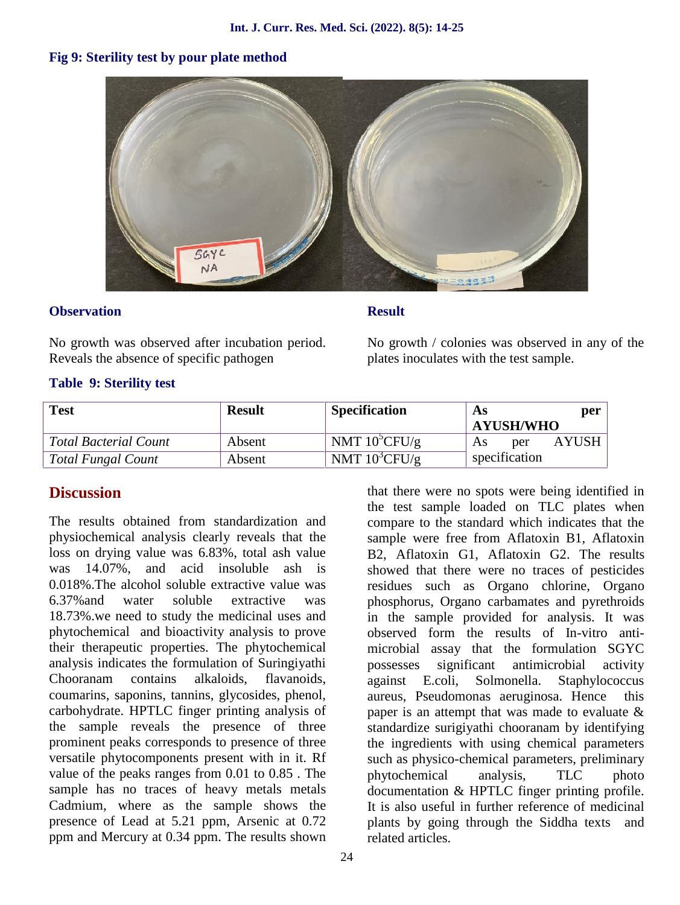**Fig 9: Sterility test by pour plate method**

**Observation**

No growth was observed after incubation period. Reveals the absence of specific pathogen

**Result**

No growth / colonies was observed in any of the plates inoculates with the test sample.

**Table 9: Sterility test**

| Test | Result | Specification | As per AYUSH/WHO |
|---|---|---|---|
| *Total Bacterial Count* | Absent | NMT $10^5$CFU/g | As per AYUSH specification |
| *Total Fungal Count* | Absent | NMT $10^3$CFU/g | |

## Discussion

The results obtained from standardization and physiochemical analysis clearly reveals that the loss on drying value was 6.83%, total ash value was 14.07%, and acid insoluble ash is 0.018%.The alcohol soluble extractive value was 6.37%and water soluble extractive was 18.73%.we need to study the medicinal uses and phytochemical and bioactivity analysis to prove their therapeutic properties. The phytochemical analysis indicates the formulation of Suringiyathi Chooranam contains alkaloids, flavanoids, coumarins, saponins, tannins, glycosides, phenol, carbohydrate. HPTLC finger printing analysis of the sample reveals the presence of three prominent peaks corresponds to presence of three versatile phytocomponents present with in it. Rf value of the peaks ranges from 0.01 to 0.85 . The sample has no traces of heavy metals metals Cadmium, where as the sample shows the presence of Lead at 5.21 ppm, Arsenic at 0.72 ppm and Mercury at 0.34 ppm. The results shown that there were no spots were being identified in the test sample loaded on TLC plates when compare to the standard which indicates that the sample were free from Aflatoxin B1, Aflatoxin B2, Aflatoxin G1, Aflatoxin G2. The results showed that there were no traces of pesticides residues such as Organo chlorine, Organo phosphorus, Organo carbamates and pyrethroids in the sample provided for analysis. It was observed form the results of In-vitro anti-microbial assay that the formulation SGYC possesses significant antimicrobial activity against E.coli, Solmonella. Staphylococcus aureus, Pseudomonas aeruginosa. Hence this paper is an attempt that was made to evaluate & standardize surigiyathi chooranam by identifying the ingredients with using chemical parameters such as physico-chemical parameters, preliminary phytochemical analysis, TLC photo documentation & HPTLC finger printing profile. It is also useful in further reference of medicinal plants by going through the Siddha texts and related articles.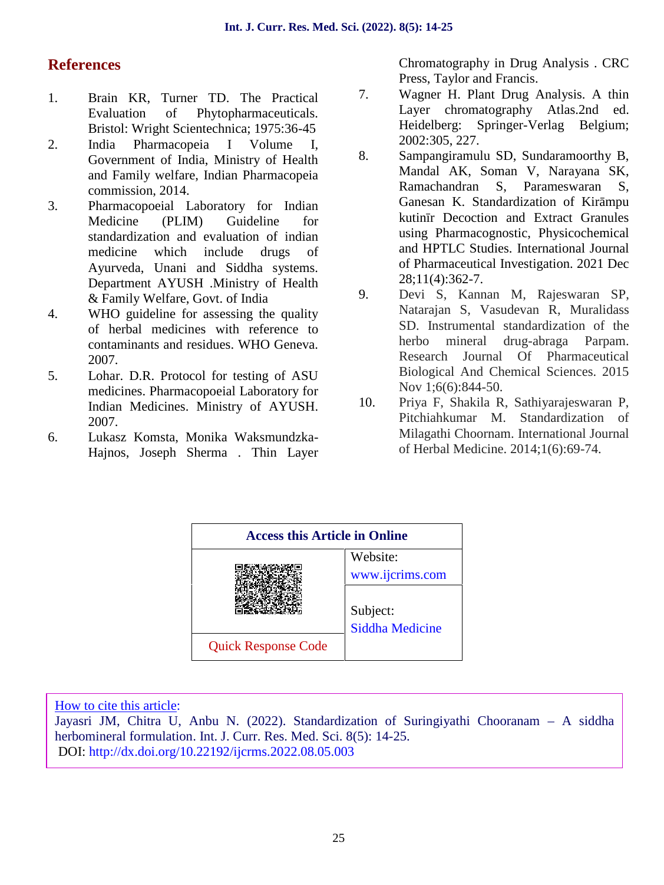## References

1. Brain KR, Turner TD. The Practical Evaluation of Phytopharmaceuticals. Bristol: Wright Scientechnica; 1975:36-45
2. India Pharmacopeia I Volume I, Government of India, Ministry of Health and Family welfare, Indian Pharmacopeia commission, 2014.
3. Pharmacopoeial Laboratory for Indian Medicine (PLIM) Guideline for standardization and evaluation of indian medicine which include drugs of Ayurveda, Unani and Siddha systems. Department AYUSH .Ministry of Health & Family Welfare, Govt. of India
4. WHO guideline for assessing the quality of herbal medicines with reference to contaminants and residues. WHO Geneva. 2007.
5. Lohar. D.R. Protocol for testing of ASU medicines. Pharmacopoeial Laboratory for Indian Medicines. Ministry of AYUSH. 2007.
6. Lukasz Komsta, Monika Waksmundzka-Hajnos, Joseph Sherma . Thin Layer Chromatography in Drug Analysis . CRC Press, Taylor and Francis.
7. Wagner H. Plant Drug Analysis. A thin Layer chromatography Atlas.2nd ed. Heidelberg: Springer-Verlag Belgium; 2002:305, 227.
8. Sampangiramulu SD, Sundaramoorthy B, Mandal AK, Soman V, Narayana SK, Ramachandran S, Parameswaran S, Ganesan K. Standardization of Kirāmpu kutinīr Decoction and Extract Granules using Pharmacognostic, Physicochemical and HPTLC Studies. International Journal of Pharmaceutical Investigation. 2021 Dec 28;11(4):362-7.
9. Devi S, Kannan M, Rajeswaran SP, Natarajan S, Vasudevan R, Muralidass SD. Instrumental standardization of the herbo mineral drug-abraga Parpam. Research Journal Of Pharmaceutical Biological And Chemical Sciences. 2015 Nov 1;6(6):844-50.
10. Priya F, Shakila R, Sathiyarajeswaran P, Pitchiahkumar M. Standardization of Milagathi Choornam. International Journal of Herbal Medicine. 2014;1(6):69-74.

| Access this Article in Online | |
|---|---|
| | Website: www.ijcrims.com |
| Quick Response Code | Subject: Siddha Medicine |

How to cite this article:
Jayasri JM, Chitra U, Anbu N. (2022). Standardization of Suringiyathi Chooranam – A siddha herbomineral formulation. Int. J. Curr. Res. Med. Sci. 8(5): 14-25.
DOI: http://dx.doi.org/10.22192/ijcrms.2022.08.05.003